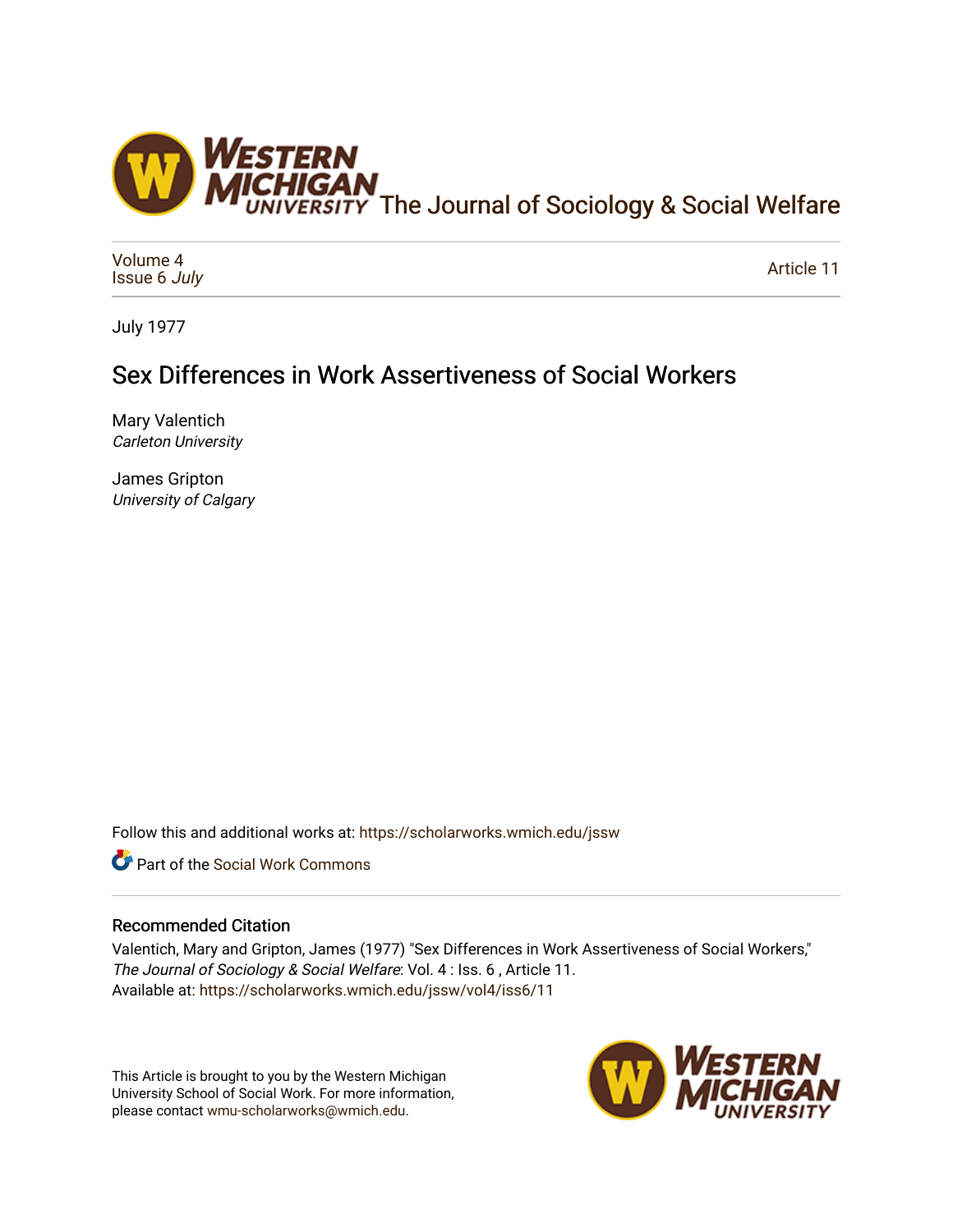The Journal of Sociology & Social Welfare

Volume 4
Issue 6 *July*

Article 11

July 1977

# Sex Differences in Work Assertiveness of Social Workers

Mary Valentich
*Carleton University*

James Gripton
*University of Calgary*

Follow this and additional works at: https://scholarworks.wmich.edu/jssw

Part of the Social Work Commons

## Recommended Citation

Valentich, Mary and Gripton, James (1977) "Sex Differences in Work Assertiveness of Social Workers," *The Journal of Sociology & Social Welfare*: Vol. 4 : Iss. 6 , Article 11.
Available at: https://scholarworks.wmich.edu/jssw/vol4/iss6/11

This Article is brought to you by the Western Michigan University School of Social Work. For more information, please contact wmu-scholarworks@wmich.edu.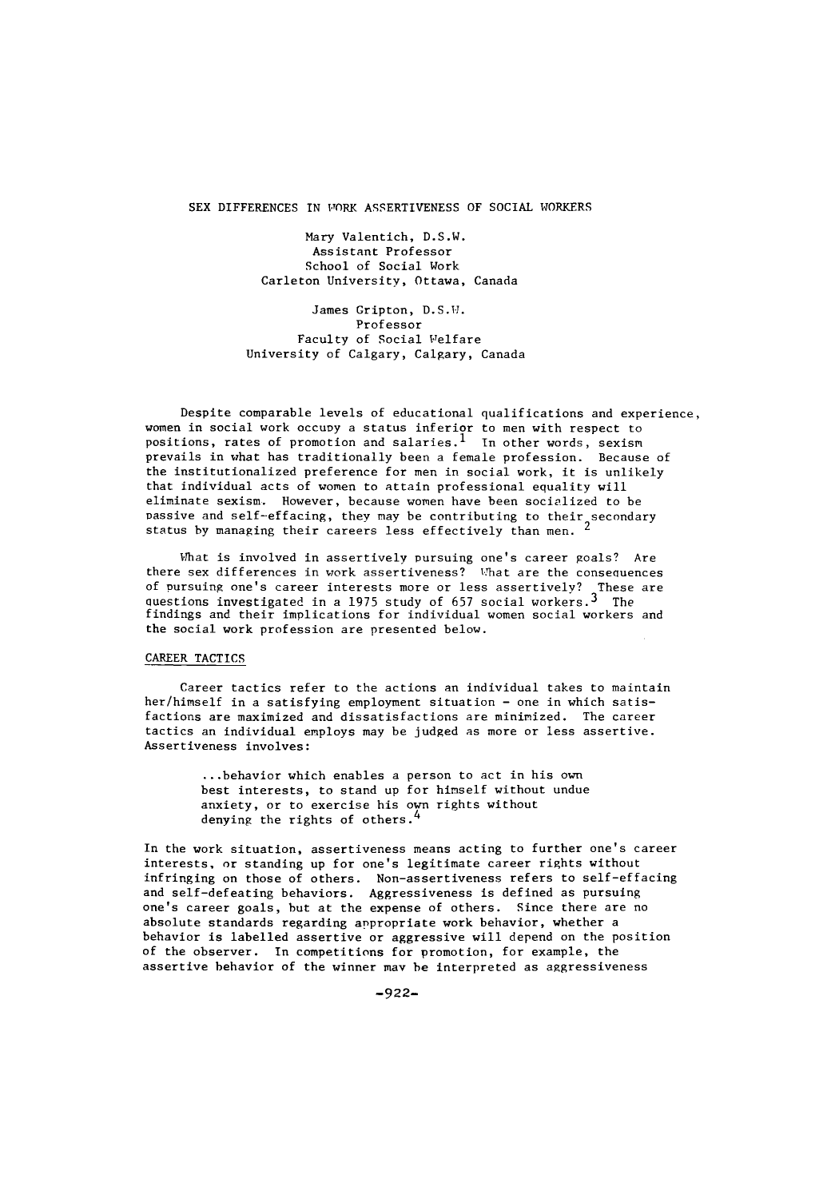# SEX DIFFERENCES IN WORK ASSERTIVENESS OF SOCIAL WORKERS

Mary Valentich, D.S.W.
Assistant Professor
School of Social Work
Carleton University, Ottawa, Canada

James Gripton, D.S.W.
Professor
Faculty of Social Welfare
University of Calgary, Calgary, Canada

Despite comparable levels of educational qualifications and experience, women in social work occupy a status inferior to men with respect to positions, rates of promotion and salaries.[1] In other words, sexism prevails in what has traditionally been a female profession. Because of the institutionalized preference for men in social work, it is unlikely that individual acts of women to attain professional equality will eliminate sexism. However, because women have been socialized to be passive and self-effacing, they may be contributing to their secondary status by managing their careers less effectively than men.[2]

What is involved in assertively pursuing one's career goals? Are there sex differences in work assertiveness? What are the consequences of pursuing one's career interests more or less assertively? These are questions investigated in a 1975 study of 657 social workers.[3] The findings and their implications for individual women social workers and the social work profession are presented below.

## CAREER TACTICS

Career tactics refer to the actions an individual takes to maintain her/himself in a satisfying employment situation - one in which satisfactions are maximized and dissatisfactions are minimized. The career tactics an individual employs may be judged as more or less assertive. Assertiveness involves:

> ...behavior which enables a person to act in his own best interests, to stand up for himself without undue anxiety, or to exercise his own rights without denying the rights of others.[4]

In the work situation, assertiveness means acting to further one's career interests, or standing up for one's legitimate career rights without infringing on those of others. Non-assertiveness refers to self-effacing and self-defeating behaviors. Aggressiveness is defined as pursuing one's career goals, but at the expense of others. Since there are no absolute standards regarding appropriate work behavior, whether a behavior is labelled assertive or aggressive will depend on the position of the observer. In competitions for promotion, for example, the assertive behavior of the winner may be interpreted as aggressiveness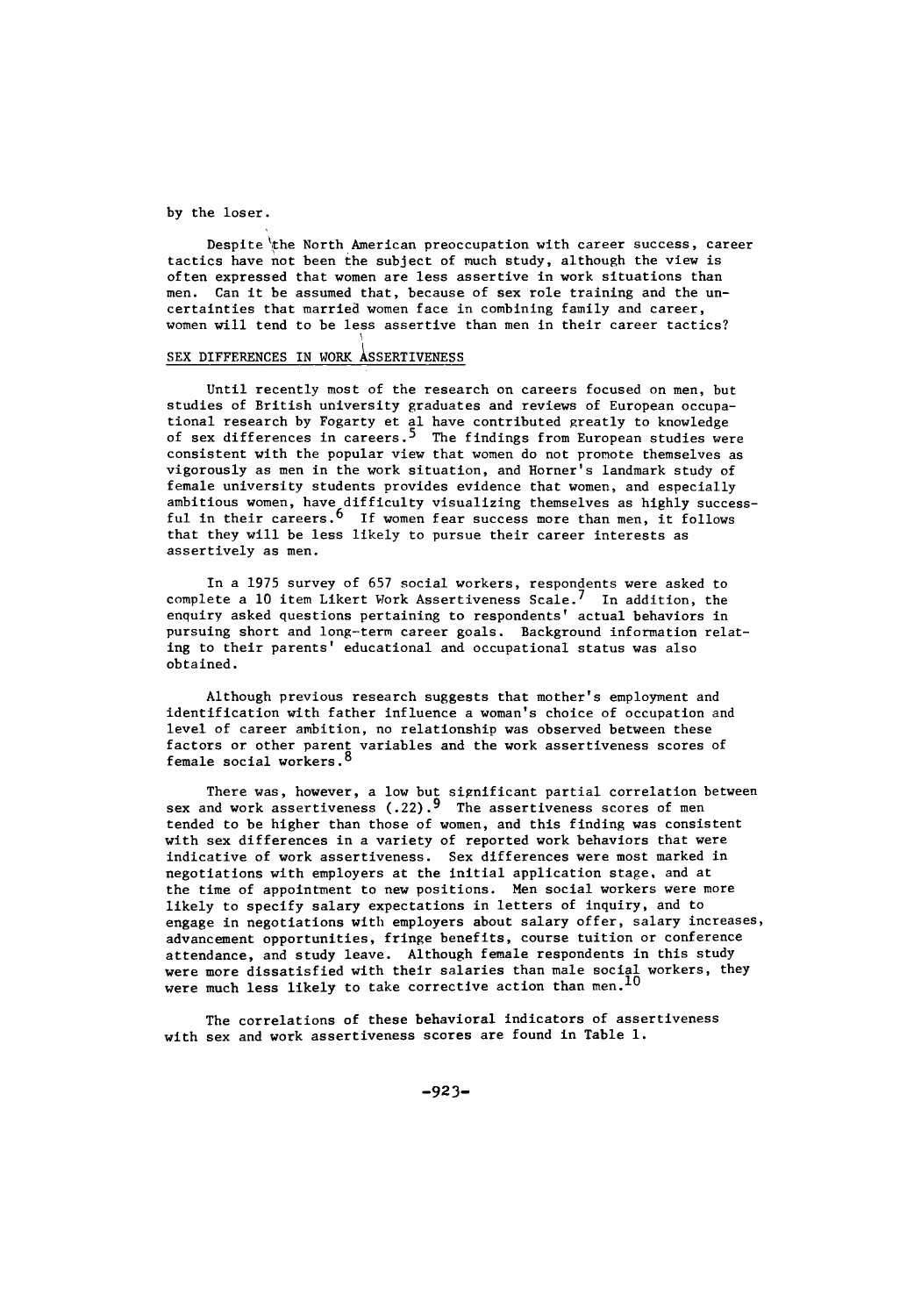by the loser.

Despite the North American preoccupation with career success, career tactics have not been the subject of much study, although the view is often expressed that women are less assertive in work situations than men. Can it be assumed that, because of sex role training and the uncertainties that married women face in combining family and career, women will tend to be less assertive than men in their career tactics?

## SEX DIFFERENCES IN WORK ASSERTIVENESS

Until recently most of the research on careers focused on men, but studies of British university graduates and reviews of European occupational research by Fogarty et al have contributed greatly to knowledge of sex differences in careers.[5] The findings from European studies were consistent with the popular view that women do not promote themselves as vigorously as men in the work situation, and Horner's landmark study of female university students provides evidence that women, and especially ambitious women, have difficulty visualizing themselves as highly successful in their careers.[6] If women fear success more than men, it follows that they will be less likely to pursue their career interests as assertively as men.

In a 1975 survey of 657 social workers, respondents were asked to complete a 10 item Likert Work Assertiveness Scale.[7] In addition, the enquiry asked questions pertaining to respondents' actual behaviors in pursuing short and long-term career goals. Background information relating to their parents' educational and occupational status was also obtained.

Although previous research suggests that mother's employment and identification with father influence a woman's choice of occupation and level of career ambition, no relationship was observed between these factors or other parent variables and the work assertiveness scores of female social workers.[8]

There was, however, a low but significant partial correlation between sex and work assertiveness (.22).[9] The assertiveness scores of men tended to be higher than those of women, and this finding was consistent with sex differences in a variety of reported work behaviors that were indicative of work assertiveness. Sex differences were most marked in negotiations with employers at the initial application stage, and at the time of appointment to new positions. Men social workers were more likely to specify salary expectations in letters of inquiry, and to engage in negotiations with employers about salary offer, salary increases, advancement opportunities, fringe benefits, course tuition or conference attendance, and study leave. Although female respondents in this study were more dissatisfied with their salaries than male social workers, they were much less likely to take corrective action than men.[10]

The correlations of these behavioral indicators of assertiveness with sex and work assertiveness scores are found in Table 1.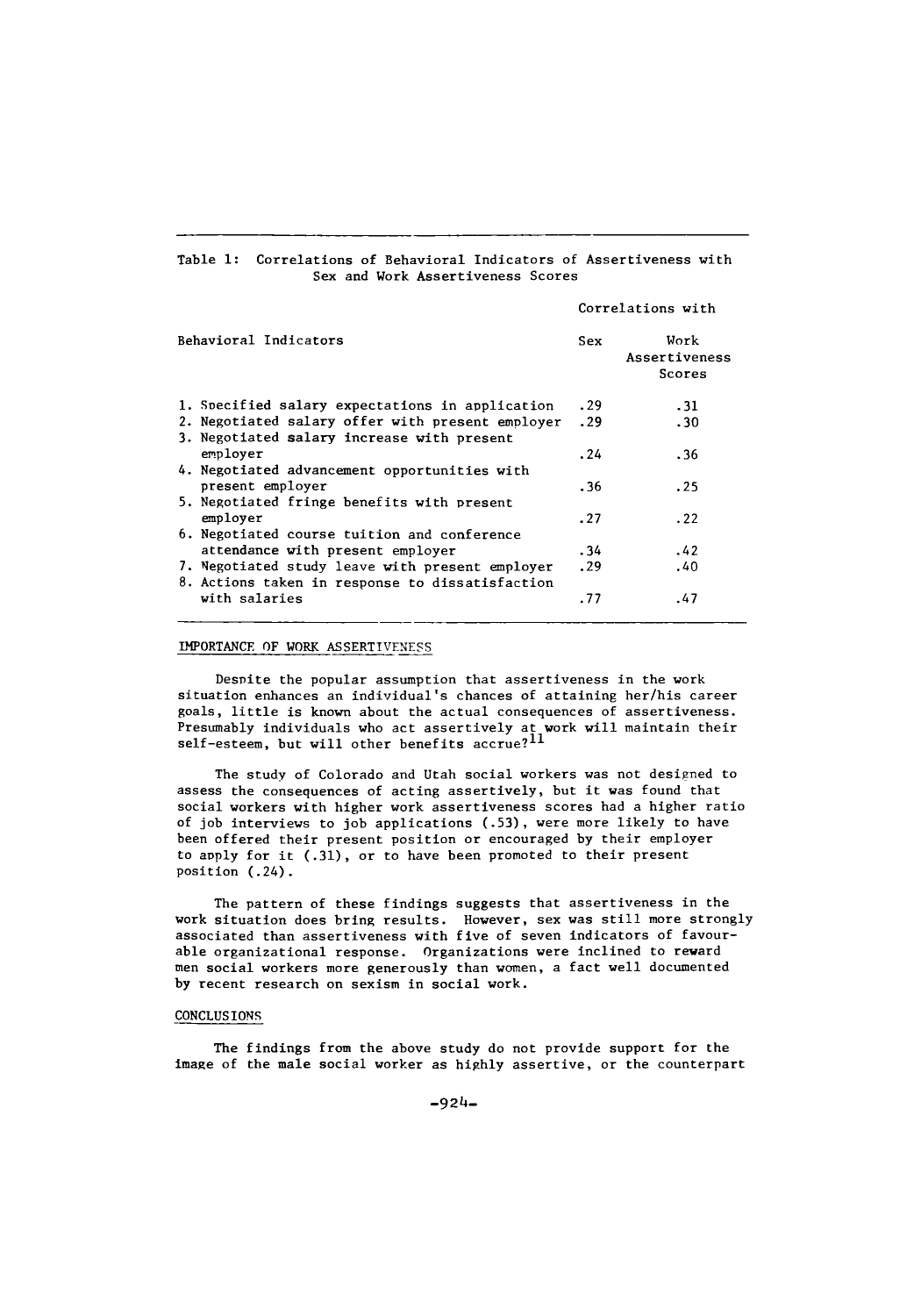Table 1: Correlations of Behavioral Indicators of Assertiveness with Sex and Work Assertiveness Scores

| Behavioral Indicators | Correlations with Sex | Correlations with Work Assertiveness Scores |
|---|---|---|
| 1. Specified salary expectations in application | .29 | .31 |
| 2. Negotiated salary offer with present employer | .29 | .30 |
| 3. Negotiated salary increase with present employer | .24 | .36 |
| 4. Negotiated advancement opportunities with present employer | .36 | .25 |
| 5. Negotiated fringe benefits with present employer | .27 | .22 |
| 6. Negotiated course tuition and conference attendance with present employer | .34 | .42 |
| 7. Negotiated study leave with present employer | .29 | .40 |
| 8. Actions taken in response to dissatisfaction with salaries | .77 | .47 |

## IMPORTANCE OF WORK ASSERTIVENESS

Despite the popular assumption that assertiveness in the work situation enhances an individual's chances of attaining her/his career goals, little is known about the actual consequences of assertiveness. Presumably individuals who act assertively at work will maintain their self-esteem, but will other benefits accrue?[11]

The study of Colorado and Utah social workers was not designed to assess the consequences of acting assertively, but it was found that social workers with higher work assertiveness scores had a higher ratio of job interviews to job applications (.53), were more likely to have been offered their present position or encouraged by their employer to apply for it (.31), or to have been promoted to their present position (.24).

The pattern of these findings suggests that assertiveness in the work situation does bring results. However, sex was still more strongly associated than assertiveness with five of seven indicators of favourable organizational response. Organizations were inclined to reward men social workers more generously than women, a fact well documented by recent research on sexism in social work.

## CONCLUSIONS

The findings from the above study do not provide support for the image of the male social worker as highly assertive, or the counterpart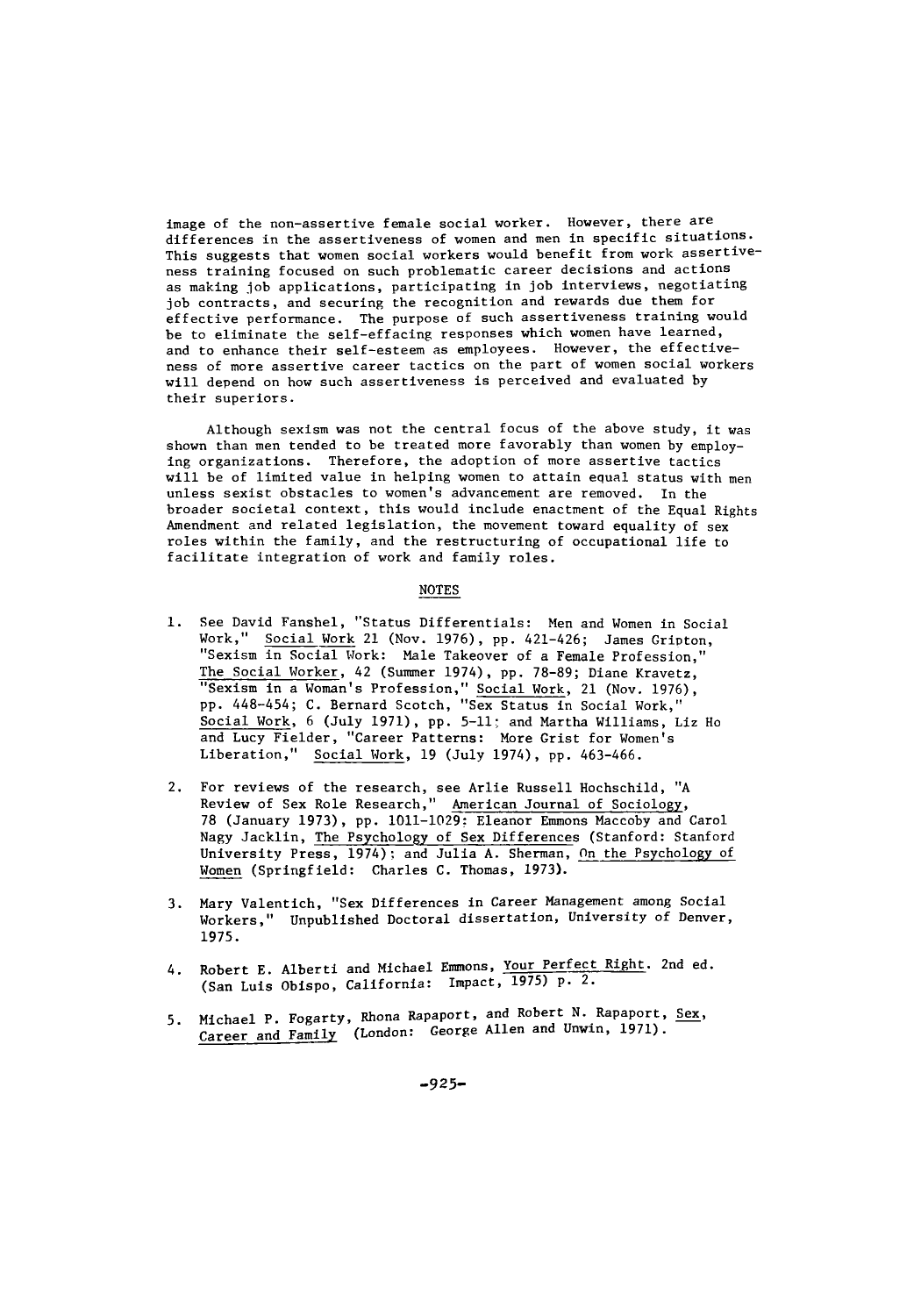image of the non-assertive female social worker. However, there are differences in the assertiveness of women and men in specific situations. This suggests that women social workers would benefit from work assertiveness training focused on such problematic career decisions and actions as making job applications, participating in job interviews, negotiating job contracts, and securing the recognition and rewards due them for effective performance. The purpose of such assertiveness training would be to eliminate the self-effacing responses which women have learned, and to enhance their self-esteem as employees. However, the effectiveness of more assertive career tactics on the part of women social workers will depend on how such assertiveness is perceived and evaluated by their superiors.

Although sexism was not the central focus of the above study, it was shown than men tended to be treated more favorably than women by employing organizations. Therefore, the adoption of more assertive tactics will be of limited value in helping women to attain equal status with men unless sexist obstacles to women's advancement are removed. In the broader societal context, this would include enactment of the Equal Rights Amendment and related legislation, the movement toward equality of sex roles within the family, and the restructuring of occupational life to facilitate integration of work and family roles.

## NOTES

1. See David Fanshel, "Status Differentials: Men and Women in Social Work," Social Work 21 (Nov. 1976), pp. 421-426; James Gripton, "Sexism in Social Work: Male Takeover of a Female Profession," The Social Worker, 42 (Summer 1974), pp. 78-89; Diane Kravetz, "Sexism in a Woman's Profession," Social Work, 21 (Nov. 1976), pp. 448-454; C. Bernard Scotch, "Sex Status in Social Work," Social Work, 6 (July 1971), pp. 5-11; and Martha Williams, Liz Ho and Lucy Fielder, "Career Patterns: More Grist for Women's Liberation," Social Work, 19 (July 1974), pp. 463-466.

2. For reviews of the research, see Arlie Russell Hochschild, "A Review of Sex Role Research," American Journal of Sociology, 78 (January 1973), pp. 1011-1029; Eleanor Emmons Maccoby and Carol Nagy Jacklin, The Psychology of Sex Differences (Stanford: Stanford University Press, 1974); and Julia A. Sherman, On the Psychology of Women (Springfield: Charles C. Thomas, 1973).

3. Mary Valentich, "Sex Differences in Career Management among Social Workers," Unpublished Doctoral dissertation, University of Denver, 1975.

4. Robert E. Alberti and Michael Emmons, Your Perfect Right. 2nd ed. (San Luis Obispo, California: Impact, 1975) p. 2.

5. Michael P. Fogarty, Rhona Rapaport, and Robert N. Rapaport, Sex, Career and Family (London: George Allen and Unwin, 1971).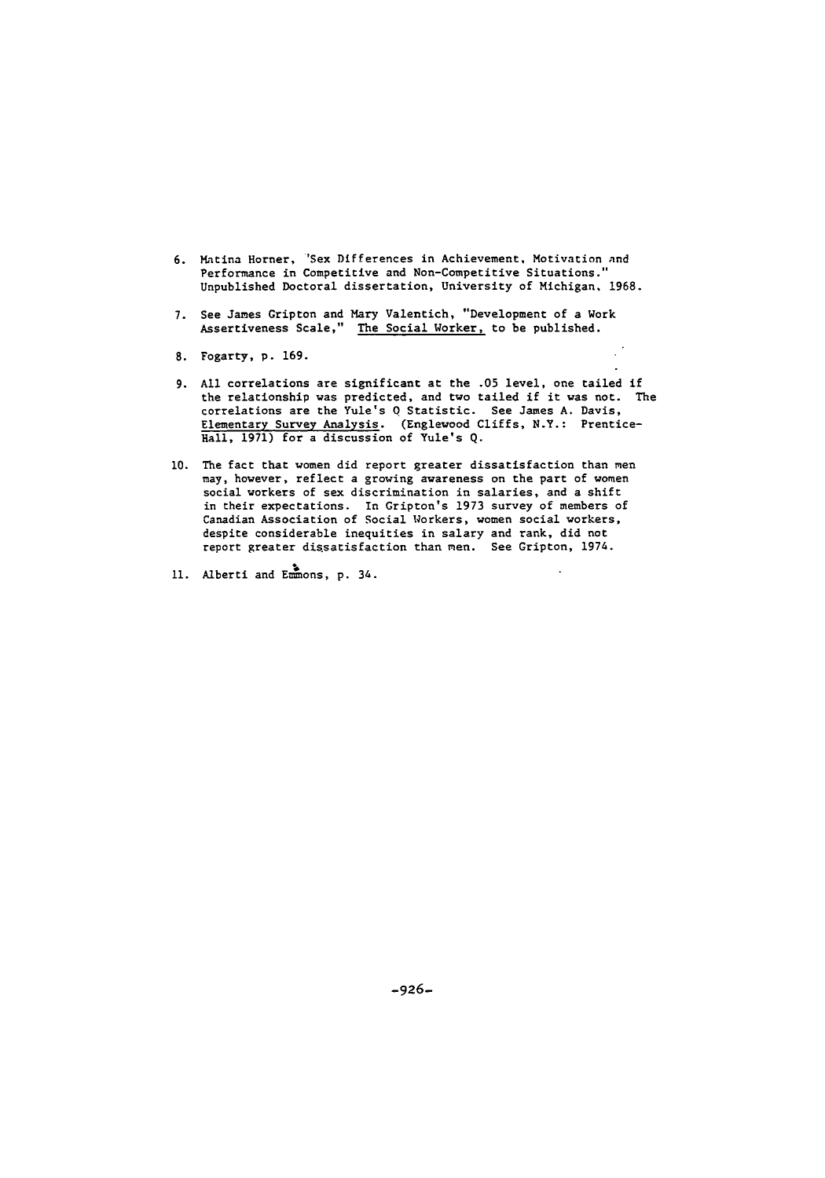6. Matina Horner, "Sex Differences in Achievement, Motivation and Performance in Competitive and Non-Competitive Situations." Unpublished Doctoral dissertation, University of Michigan, 1968.

7. See James Gripton and Mary Valentich, "Development of a Work Assertiveness Scale," The Social Worker, to be published.

8. Fogarty, p. 169.

9. All correlations are significant at the .05 level, one tailed if the relationship was predicted, and two tailed if it was not. The correlations are the Yule's Q Statistic. See James A. Davis, Elementary Survey Analysis. (Englewood Cliffs, N.Y.: Prentice-Hall, 1971) for a discussion of Yule's Q.

10. The fact that women did report greater dissatisfaction than men may, however, reflect a growing awareness on the part of women social workers of sex discrimination in salaries, and a shift in their expectations. In Gripton's 1973 survey of members of Canadian Association of Social Workers, women social workers, despite considerable inequities in salary and rank, did not report greater dissatisfaction than men. See Gripton, 1974.

11. Alberti and Emmons, p. 34.